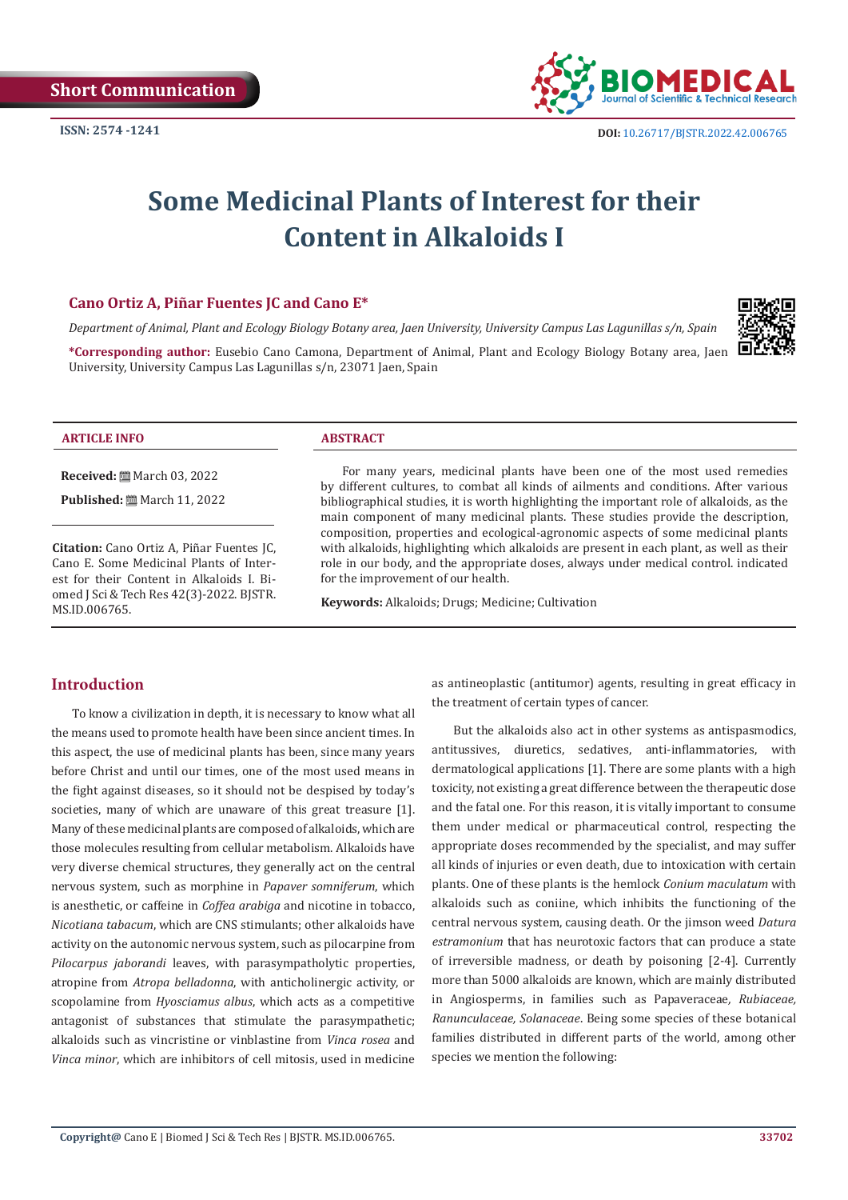Short Communication

ISSN: 2574 -1241

DOI: 10.26717/BJSTR.2022.42.006765

# Some Medicinal Plants of Interest for their Content in Alkaloids I

**Cano Ortiz A, Piñar Fuentes JC and Cano E\***

*Department of Animal, Plant and Ecology Biology Botany area, Jaen University, University Campus Las Lagunillas s/n, Spain*

**\*Corresponding author:** Eusebio Cano Camona, Department of Animal, Plant and Ecology Biology Botany area, Jaen University, University Campus Las Lagunillas s/n, 23071 Jaen, Spain

### ARTICLE INFO

**Received:** March 03, 2022

**Published:** March 11, 2022

**Citation:** Cano Ortiz A, Piñar Fuentes JC, Cano E. Some Medicinal Plants of Interest for their Content in Alkaloids I. Biomed J Sci & Tech Res 42(3)-2022. BJSTR. MS.ID.006765.

### ABSTRACT

For many years, medicinal plants have been one of the most used remedies by different cultures, to combat all kinds of ailments and conditions. After various bibliographical studies, it is worth highlighting the important role of alkaloids, as the main component of many medicinal plants. These studies provide the description, composition, properties and ecological-agronomic aspects of some medicinal plants with alkaloids, highlighting which alkaloids are present in each plant, as well as their role in our body, and the appropriate doses, always under medical control. indicated for the improvement of our health.

**Keywords:** Alkaloids; Drugs; Medicine; Cultivation

## Introduction

To know a civilization in depth, it is necessary to know what all the means used to promote health have been since ancient times. In this aspect, the use of medicinal plants has been, since many years before Christ and until our times, one of the most used means in the fight against diseases, so it should not be despised by today's societies, many of which are unaware of this great treasure [1]. Many of these medicinal plants are composed of alkaloids, which are those molecules resulting from cellular metabolism. Alkaloids have very diverse chemical structures, they generally act on the central nervous system, such as morphine in *Papaver somniferum*, which is anesthetic, or caffeine in *Coffea arabiga* and nicotine in tobacco, *Nicotiana tabacum*, which are CNS stimulants; other alkaloids have activity on the autonomic nervous system, such as pilocarpine from *Pilocarpus jaborandi* leaves, with parasympatholytic properties, atropine from *Atropa belladonna*, with anticholinergic activity, or scopolamine from *Hyosciamus albus*, which acts as a competitive antagonist of substances that stimulate the parasympathetic; alkaloids such as vincristine or vinblastine from *Vinca rosea* and *Vinca minor*, which are inhibitors of cell mitosis, used in medicine as antineoplastic (antitumor) agents, resulting in great efficacy in the treatment of certain types of cancer.

But the alkaloids also act in other systems as antispasmodics, antitussives, diuretics, sedatives, anti-inflammatories, with dermatological applications [1]. There are some plants with a high toxicity, not existing a great difference between the therapeutic dose and the fatal one. For this reason, it is vitally important to consume them under medical or pharmaceutical control, respecting the appropriate doses recommended by the specialist, and may suffer all kinds of injuries or even death, due to intoxication with certain plants. One of these plants is the hemlock *Conium maculatum* with alkaloids such as coniine, which inhibits the functioning of the central nervous system, causing death. Or the jimson weed *Datura estramonium* that has neurotoxic factors that can produce a state of irreversible madness, or death by poisoning [2-4]. Currently more than 5000 alkaloids are known, which are mainly distributed in Angiosperms, in families such as Papaveraceae, *Rubiaceae, Ranunculaceae, Solanaceae*. Being some species of these botanical families distributed in different parts of the world, among other species we mention the following: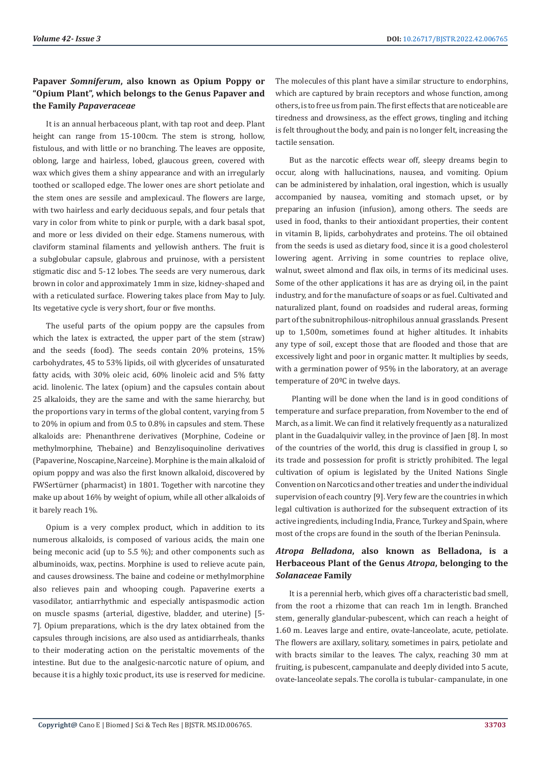### Papaver *Somniferum*, also known as Opium Poppy or "Opium Plant", which belongs to the Genus Papaver and the Family *Papaveraceae*

It is an annual herbaceous plant, with tap root and deep. Plant height can range from 15-100cm. The stem is strong, hollow, fistulous, and with little or no branching. The leaves are opposite, oblong, large and hairless, lobed, glaucous green, covered with wax which gives them a shiny appearance and with an irregularly toothed or scalloped edge. The lower ones are short petiolate and the stem ones are sessile and amplexicaul. The flowers are large, with two hairless and early deciduous sepals, and four petals that vary in color from white to pink or purple, with a dark basal spot, and more or less divided on their edge. Stamens numerous, with claviform staminal filaments and yellowish anthers. The fruit is a subglobular capsule, glabrous and pruinose, with a persistent stigmatic disc and 5-12 lobes. The seeds are very numerous, dark brown in color and approximately 1mm in size, kidney-shaped and with a reticulated surface. Flowering takes place from May to July. Its vegetative cycle is very short, four or five months.

The useful parts of the opium poppy are the capsules from which the latex is extracted, the upper part of the stem (straw) and the seeds (food). The seeds contain 20% proteins, 15% carbohydrates, 45 to 53% lipids, oil with glycerides of unsaturated fatty acids, with 30% oleic acid, 60% linoleic acid and 5% fatty acid. linolenic. The latex (opium) and the capsules contain about 25 alkaloids, they are the same and with the same hierarchy, but the proportions vary in terms of the global content, varying from 5 to 20% in opium and from 0.5 to 0.8% in capsules and stem. These alkaloids are: Phenanthrene derivatives (Morphine, Codeine or methylmorphine, Thebaine) and Benzylisoquinoline derivatives (Papaverine, Noscapine, Narceine). Morphine is the main alkaloid of opium poppy and was also the first known alkaloid, discovered by FWSertürner (pharmacist) in 1801. Together with narcotine they make up about 16% by weight of opium, while all other alkaloids of it barely reach 1%.

Opium is a very complex product, which in addition to its numerous alkaloids, is composed of various acids, the main one being meconic acid (up to 5.5 %); and other components such as albuminoids, wax, pectins. Morphine is used to relieve acute pain, and causes drowsiness. The baine and codeine or methylmorphine also relieves pain and whooping cough. Papaverine exerts a vasodilator, antiarrhythmic and especially antispasmodic action on muscle spasms (arterial, digestive, bladder, and uterine) [5-7]. Opium preparations, which is the dry latex obtained from the capsules through incisions, are also used as antidiarrheals, thanks to their moderating action on the peristaltic movements of the intestine. But due to the analgesic-narcotic nature of opium, and because it is a highly toxic product, its use is reserved for medicine. The molecules of this plant have a similar structure to endorphins, which are captured by brain receptors and whose function, among others, is to free us from pain. The first effects that are noticeable are tiredness and drowsiness, as the effect grows, tingling and itching is felt throughout the body, and pain is no longer felt, increasing the tactile sensation.

But as the narcotic effects wear off, sleepy dreams begin to occur, along with hallucinations, nausea, and vomiting. Opium can be administered by inhalation, oral ingestion, which is usually accompanied by nausea, vomiting and stomach upset, or by preparing an infusion (infusion), among others. The seeds are used in food, thanks to their antioxidant properties, their content in vitamin B, lipids, carbohydrates and proteins. The oil obtained from the seeds is used as dietary food, since it is a good cholesterol lowering agent. Arriving in some countries to replace olive, walnut, sweet almond and flax oils, in terms of its medicinal uses. Some of the other applications it has are as drying oil, in the paint industry, and for the manufacture of soaps or as fuel. Cultivated and naturalized plant, found on roadsides and ruderal areas, forming part of the subnitrophilous-nitrophilous annual grasslands. Present up to 1,500m, sometimes found at higher altitudes. It inhabits any type of soil, except those that are flooded and those that are excessively light and poor in organic matter. It multiplies by seeds, with a germination power of 95% in the laboratory, at an average temperature of 20ºC in twelve days.

Planting will be done when the land is in good conditions of temperature and surface preparation, from November to the end of March, as a limit. We can find it relatively frequently as a naturalized plant in the Guadalquivir valley, in the province of Jaen [8]. In most of the countries of the world, this drug is classified in group I, so its trade and possession for profit is strictly prohibited. The legal cultivation of opium is legislated by the United Nations Single Convention on Narcotics and other treaties and under the individual supervision of each country [9]. Very few are the countries in which legal cultivation is authorized for the subsequent extraction of its active ingredients, including India, France, Turkey and Spain, where most of the crops are found in the south of the Iberian Peninsula.

### *Atropa Belladona*, also known as Belladona, is a Herbaceous Plant of the Genus *Atropa*, belonging to the *Solanaceae* Family

It is a perennial herb, which gives off a characteristic bad smell, from the root a rhizome that can reach 1m in length. Branched stem, generally glandular-pubescent, which can reach a height of 1.60 m. Leaves large and entire, ovate-lanceolate, acute, petiolate. The flowers are axillary, solitary, sometimes in pairs, petiolate and with bracts similar to the leaves. The calyx, reaching 30 mm at fruiting, is pubescent, campanulate and deeply divided into 5 acute, ovate-lanceolate sepals. The corolla is tubular- campanulate, in one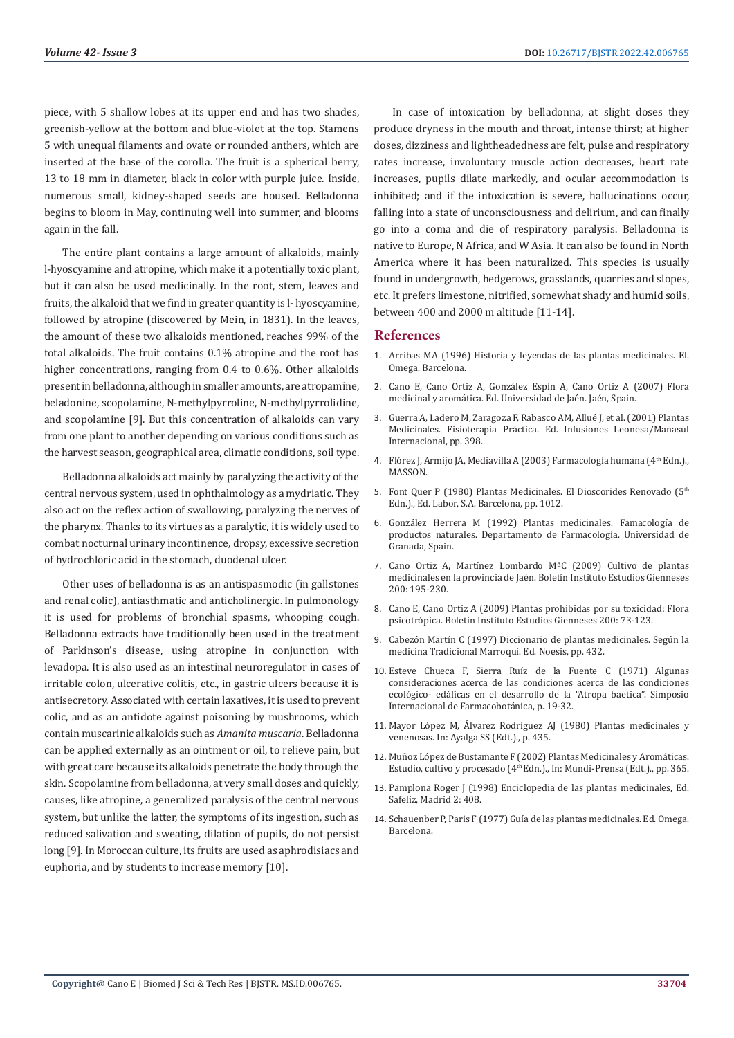piece, with 5 shallow lobes at its upper end and has two shades, greenish-yellow at the bottom and blue-violet at the top. Stamens 5 with unequal filaments and ovate or rounded anthers, which are inserted at the base of the corolla. The fruit is a spherical berry, 13 to 18 mm in diameter, black in color with purple juice. Inside, numerous small, kidney-shaped seeds are housed. Belladonna begins to bloom in May, continuing well into summer, and blooms again in the fall.

The entire plant contains a large amount of alkaloids, mainly l-hyoscyamine and atropine, which make it a potentially toxic plant, but it can also be used medicinally. In the root, stem, leaves and fruits, the alkaloid that we find in greater quantity is l- hyoscyamine, followed by atropine (discovered by Mein, in 1831). In the leaves, the amount of these two alkaloids mentioned, reaches 99% of the total alkaloids. The fruit contains 0.1% atropine and the root has higher concentrations, ranging from 0.4 to 0.6%. Other alkaloids present in belladonna, although in smaller amounts, are atropamine, beladonine, scopolamine, N-methylpyrroline, N-methylpyrrolidine, and scopolamine [9]. But this concentration of alkaloids can vary from one plant to another depending on various conditions such as the harvest season, geographical area, climatic conditions, soil type.

Belladonna alkaloids act mainly by paralyzing the activity of the central nervous system, used in ophthalmology as a mydriatic. They also act on the reflex action of swallowing, paralyzing the nerves of the pharynx. Thanks to its virtues as a paralytic, it is widely used to combat nocturnal urinary incontinence, dropsy, excessive secretion of hydrochloric acid in the stomach, duodenal ulcer.

Other uses of belladonna is as an antispasmodic (in gallstones and renal colic), antiasthmatic and anticholinergic. In pulmonology it is used for problems of bronchial spasms, whooping cough. Belladonna extracts have traditionally been used in the treatment of Parkinson's disease, using atropine in conjunction with levadopa. It is also used as an intestinal neuroregulator in cases of irritable colon, ulcerative colitis, etc., in gastric ulcers because it is antisecretory. Associated with certain laxatives, it is used to prevent colic, and as an antidote against poisoning by mushrooms, which contain muscarinic alkaloids such as *Amanita muscaria*. Belladonna can be applied externally as an ointment or oil, to relieve pain, but with great care because its alkaloids penetrate the body through the skin. Scopolamine from belladonna, at very small doses and quickly, causes, like atropine, a generalized paralysis of the central nervous system, but unlike the latter, the symptoms of its ingestion, such as reduced salivation and sweating, dilation of pupils, do not persist long [9]. In Moroccan culture, its fruits are used as aphrodisiacs and euphoria, and by students to increase memory [10].

In case of intoxication by belladonna, at slight doses they produce dryness in the mouth and throat, intense thirst; at higher doses, dizziness and lightheadedness are felt, pulse and respiratory rates increase, involuntary muscle action decreases, heart rate increases, pupils dilate markedly, and ocular accommodation is inhibited; and if the intoxication is severe, hallucinations occur, falling into a state of unconsciousness and delirium, and can finally go into a coma and die of respiratory paralysis. Belladonna is native to Europe, N Africa, and W Asia. It can also be found in North America where it has been naturalized. This species is usually found in undergrowth, hedgerows, grasslands, quarries and slopes, etc. It prefers limestone, nitrified, somewhat shady and humid soils, between 400 and 2000 m altitude [11-14].

## References

1. Arribas MA (1996) Historia y leyendas de las plantas medicinales. El. Omega. Barcelona.
2. Cano E, Cano Ortiz A, González Espín A, Cano Ortiz A (2007) Flora medicinal y aromática. Ed. Universidad de Jaén. Jaén, Spain.
3. Guerra A, Ladero M, Zaragoza F, Rabasco AM, Allué J, et al. (2001) Plantas Medicinales. Fisioterapia Práctica. Ed. Infusiones Leonesa/Manasul Internacional, pp. 398.
4. Flórez J, Armijo JA, Mediavilla A (2003) Farmacología humana (4th Edn.), MASSON.
5. Font Quer P (1980) Plantas Medicinales. El Dioscorides Renovado (5th Edn.), Ed. Labor, S.A. Barcelona, pp. 1012.
6. González Herrera M (1992) Plantas medicinales. Famacología de productos naturales. Departamento de Farmacología. Universidad de Granada, Spain.
7. Cano Ortiz A, Martínez Lombardo MªC (2009) Cultivo de plantas medicinales en la provincia de Jaén. Boletín Instituto Estudios Giennenses 200: 195-230.
8. Cano E, Cano Ortiz A (2009) Plantas prohibidas por su toxicidad: Flora psicotrópica. Boletín Instituto Estudios Giennenses 200: 73-123.
9. Cabezón Martín C (1997) Diccionario de plantas medicinales. Según la medicina Tradicional Marroquí. Ed. Noesis, pp. 432.
10. Esteve Chueca F, Sierra Ruíz de la Fuente C (1971) Algunas consideraciones acerca de las condiciones acerca de las condiciones ecológico- edáficas en el desarrollo de la "Atropa baetica". Simposio Internacional de Farmacobotánica, p. 19-32.
11. Mayor López M, Álvarez Rodríguez AJ (1980) Plantas medicinales y venenosas. In: Ayalga SS (Edt.)., p. 435.
12. Muñoz López de Bustamante F (2002) Plantas Medicinales y Aromáticas. Estudio, cultivo y procesado (4th Edn.)., In: Mundi-Prensa (Edt.)., pp. 365.
13. Pamplona Roger J (1998) Enciclopedia de las plantas medicinales, Ed. Safeliz, Madrid 2: 408.
14. Schauenber P, Paris F (1977) Guía de las plantas medicinales. Ed. Omega. Barcelona.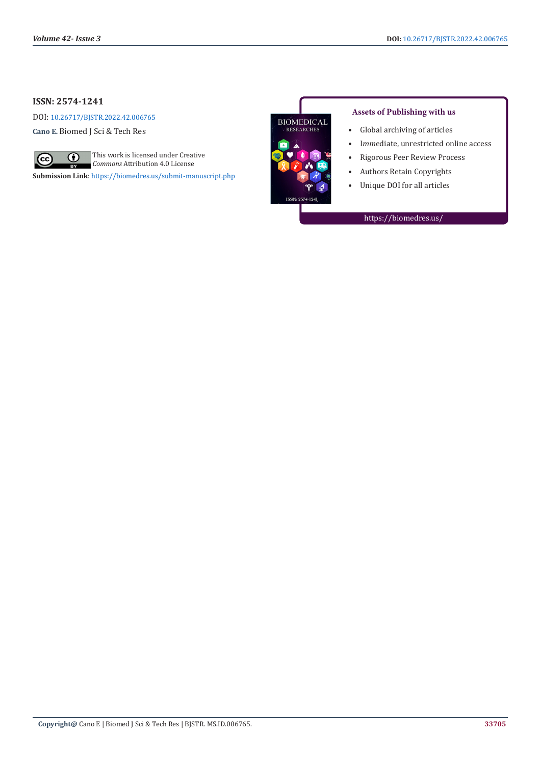**ISSN: 2574-1241**

DOI: 10.26717/BJSTR.2022.42.006765

**Cano E.** Biomed J Sci & Tech Res

This work is licensed under Creative *Commons* Attribution 4.0 License

**Submission Link**: https://biomedres.us/submit-manuscript.php

**Assets of Publishing with us**

- Global archiving of articles
- Immediate, unrestricted online access
- Rigorous Peer Review Process
- Authors Retain Copyrights
- Unique DOI for all articles

https://biomedres.us/